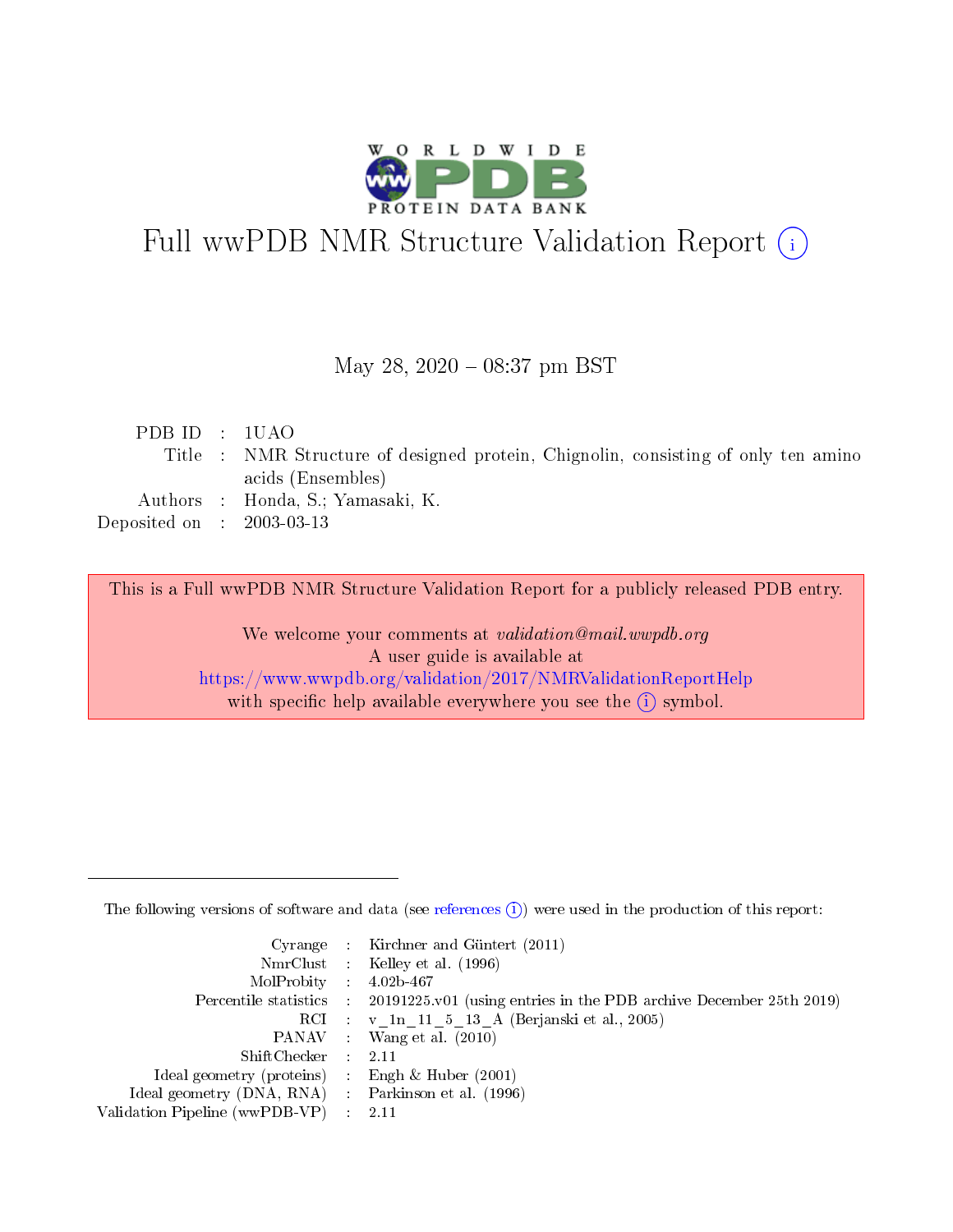# Full wwPDB NMR Structure Validation Report (i)

May 28, 2020 – 08:37 pm BST

| | | |
|---|---|---|
| PDB ID | : | 1UAO |
| Title | : | NMR Structure of designed protein, Chignolin, consisting of only ten amino acids (Ensembles) |
| Authors | : | Honda, S.; Yamasaki, K. |
| Deposited on | : | 2003-03-13 |

This is a Full wwPDB NMR Structure Validation Report for a publicly released PDB entry.

We welcome your comments at *validation@mail.wwpdb.org*
A user guide is available at
https://www.wwpdb.org/validation/2017/NMRValidationReportHelp
with specific help available everywhere you see the (i) symbol.

---

The following versions of software and data (see references (i)) were used in the production of this report:

| | | |
|---|---|---|
| Cyrange | : | Kirchner and Güntert (2011) |
| NmrClust | : | Kelley et al. (1996) |
| MolProbity | : | 4.02b-467 |
| Percentile statistics | : | 20191225.v01 (using entries in the PDB archive December 25th 2019) |
| RCI | : | v_1n_11_5_13_A (Berjanski et al., 2005) |
| PANAV | : | Wang et al. (2010) |
| ShiftChecker | : | 2.11 |
| Ideal geometry (proteins) | : | Engh & Huber (2001) |
| Ideal geometry (DNA, RNA) | : | Parkinson et al. (1996) |
| Validation Pipeline (wwPDB-VP) | : | 2.11 |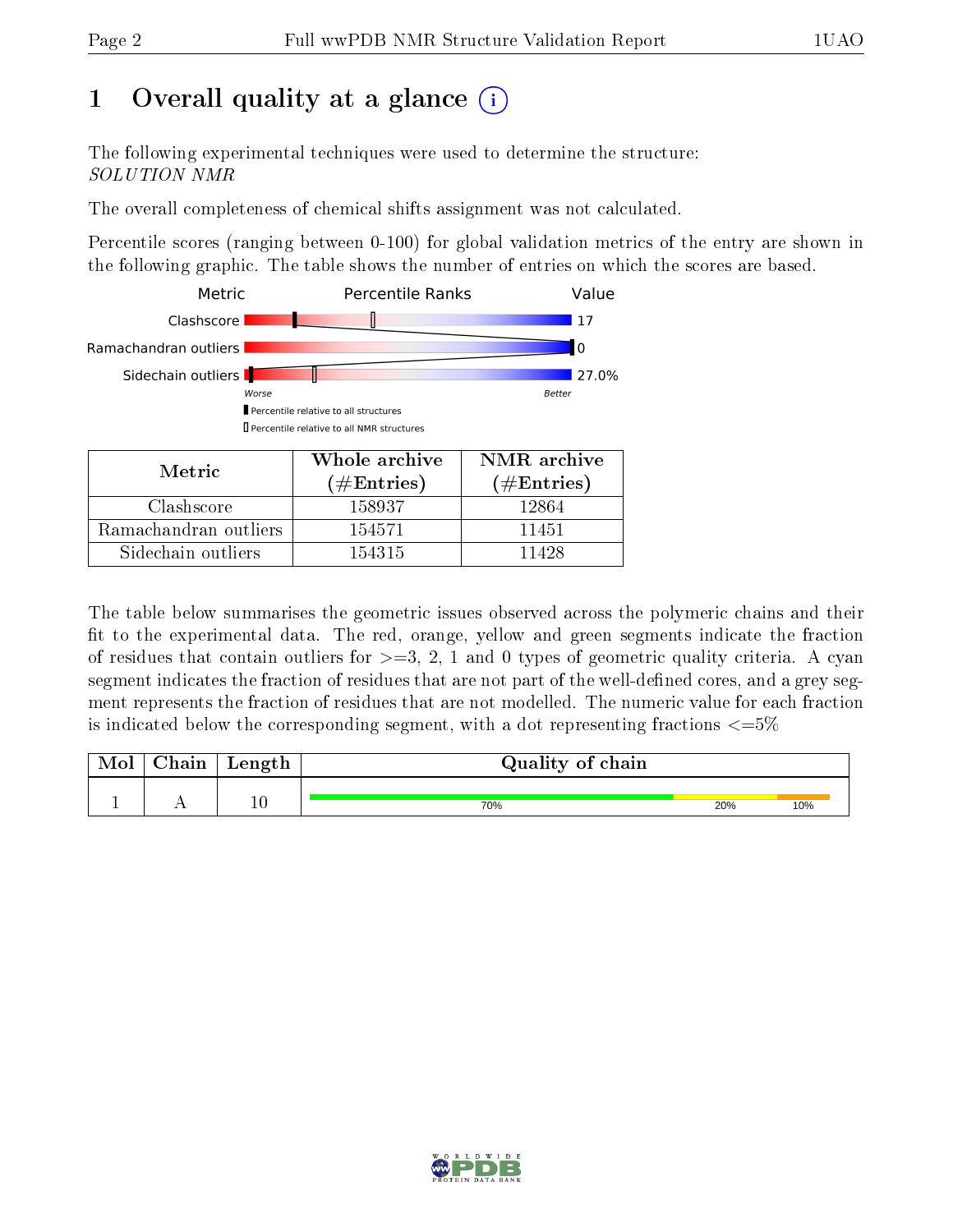# 1 Overall quality at a glance

The following experimental techniques were used to determine the structure:
*SOLUTION NMR*

The overall completeness of chemical shifts assignment was not calculated.

Percentile scores (ranging between 0-100) for global validation metrics of the entry are shown in the following graphic. The table shows the number of entries on which the scores are based.

| Metric | Percentile Ranks | Value |
|---|---|---|
| Clashscore | | 17 |
| Ramachandran outliers | | 0 |
| Sidechain outliers | | 27.0% |

Worse — Better

▮ Percentile relative to all structures
▯ Percentile relative to all NMR structures

| Metric | Whole archive (#Entries) | NMR archive (#Entries) |
|---|---|---|
| Clashscore | 158937 | 12864 |
| Ramachandran outliers | 154571 | 11451 |
| Sidechain outliers | 154315 | 11428 |

The table below summarises the geometric issues observed across the polymeric chains and their fit to the experimental data. The red, orange, yellow and green segments indicate the fraction of residues that contain outliers for >=3, 2, 1 and 0 types of geometric quality criteria. A cyan segment indicates the fraction of residues that are not part of the well-defined cores, and a grey segment represents the fraction of residues that are not modelled. The numeric value for each fraction is indicated below the corresponding segment, with a dot representing fractions <=5%

| Mol | Chain | Length | Quality of chain |
|---|---|---|---|
| 1 | A | 10 | 70% (green), 20% (yellow), 10% (orange) |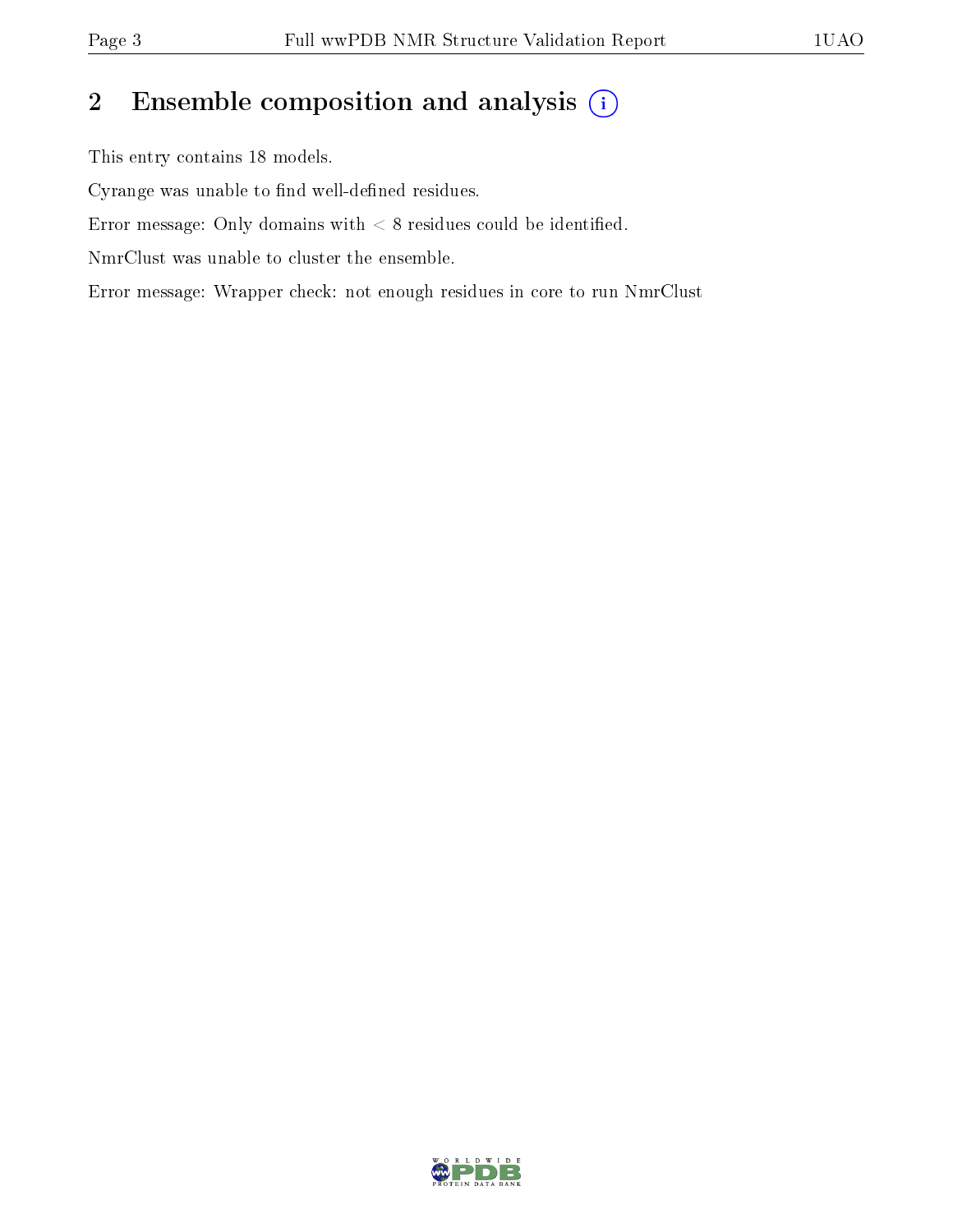## 2 Ensemble composition and analysis

This entry contains 18 models.

Cyrange was unable to find well-defined residues.

Error message: Only domains with < 8 residues could be identified.

NmrClust was unable to cluster the ensemble.

Error message: Wrapper check: not enough residues in core to run NmrClust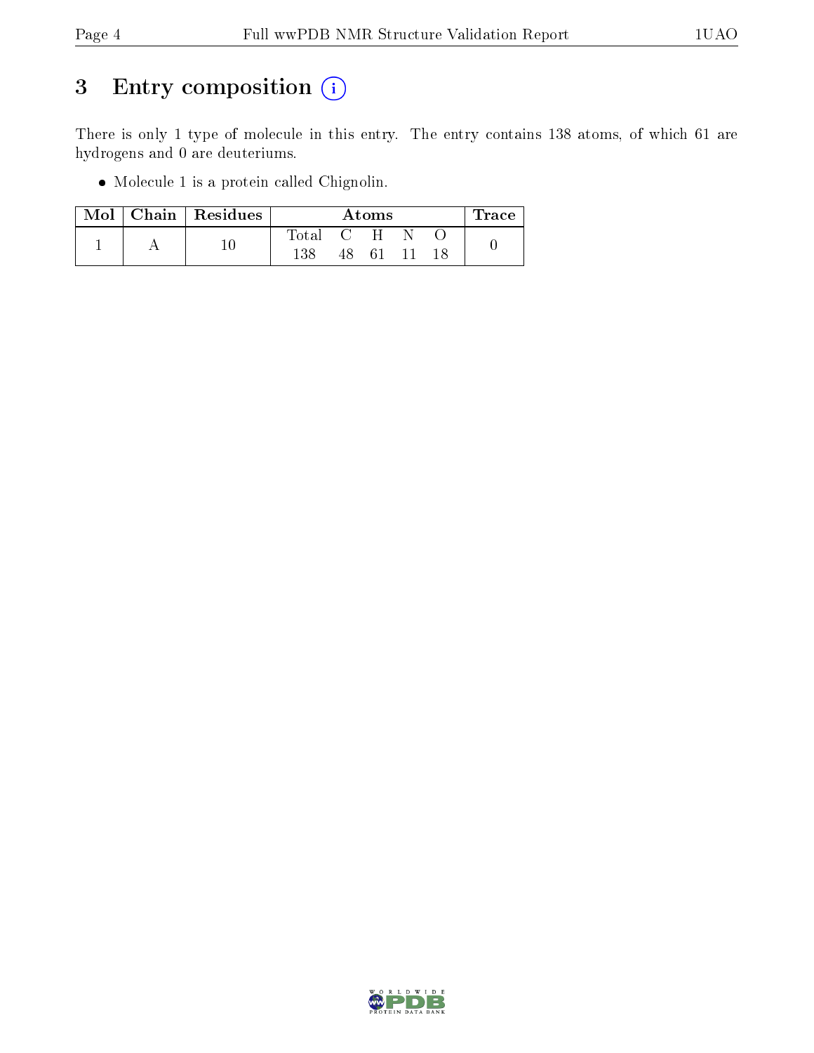# 3 Entry composition (i)

There is only 1 type of molecule in this entry. The entry contains 138 atoms, of which 61 are hydrogens and 0 are deuteriums.

- Molecule 1 is a protein called Chignolin.

| Mol | Chain | Residues | Atoms | | | | | Trace |
|---|---|---|---|---|---|---|---|---|
| | | | Total | C | H | N | O | |
| 1 | A | 10 | 138 | 48 | 61 | 11 | 18 | 0 |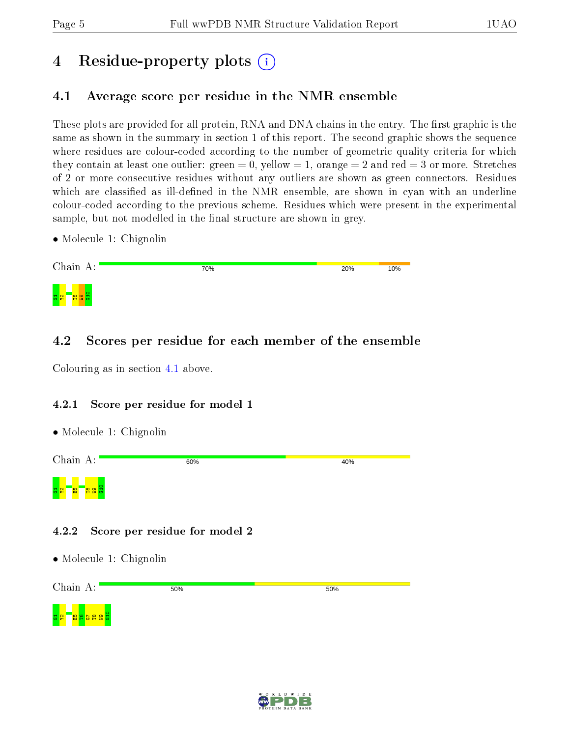# 4 Residue-property plots

## 4.1 Average score per residue in the NMR ensemble

These plots are provided for all protein, RNA and DNA chains in the entry. The first graphic is the same as shown in the summary in section 1 of this report. The second graphic shows the sequence where residues are colour-coded according to the number of geometric quality criteria for which they contain at least one outlier: green = 0, yellow = 1, orange = 2 and red = 3 or more. Stretches of 2 or more consecutive residues without any outliers are shown as green connectors. Residues which are classified as ill-defined in the NMR ensemble, are shown in cyan with an underline colour-coded according to the previous scheme. Residues which were present in the experimental sample, but not modelled in the final structure are shown in grey.

- Molecule 1: Chignolin

Chain A: 70% 20% 10%

G1 Y2 T8 W9 G10

## 4.2 Scores per residue for each member of the ensemble

Colouring as in section 4.1 above.

### 4.2.1 Score per residue for model 1

- Molecule 1: Chignolin

Chain A: 60% 40%

G1 Y2 E5 T8 W9 G10

### 4.2.2 Score per residue for model 2

- Molecule 1: Chignolin

Chain A: 50% 50%

G1 Y2 E5 T6 G7 T8 W9 G10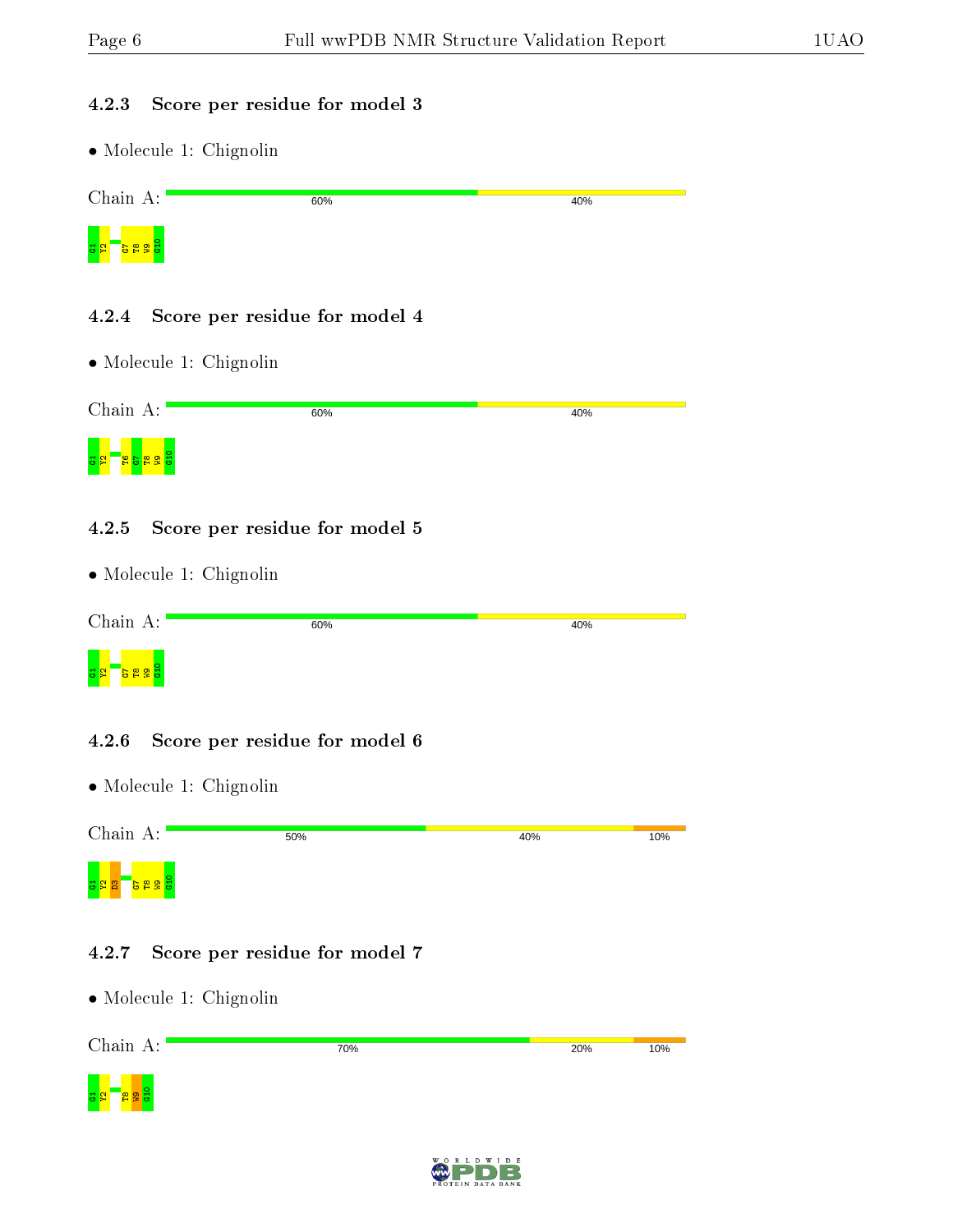#### 4.2.3 Score per residue for model 3

- Molecule 1: Chignolin

Chain A: 60% 40%

G1 Y2 G7 T8 W9 G10

#### 4.2.4 Score per residue for model 4

- Molecule 1: Chignolin

Chain A: 60% 40%

G1 Y2 T6 G7 T8 W9 G10

#### 4.2.5 Score per residue for model 5

- Molecule 1: Chignolin

Chain A: 60% 40%

G1 Y2 G7 T8 W9 G10

#### 4.2.6 Score per residue for model 6

- Molecule 1: Chignolin

Chain A: 50% 40% 10%

G1 Y2 D3 G7 T8 W9 G10

#### 4.2.7 Score per residue for model 7

- Molecule 1: Chignolin

Chain A: 70% 20% 10%

G1 Y2 T8 W9 G10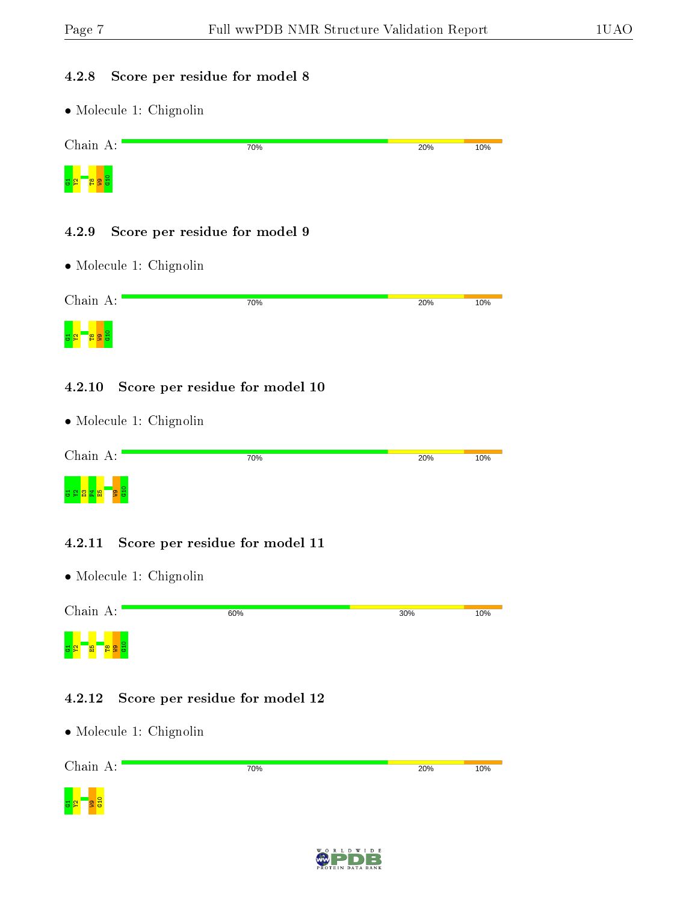### 4.2.8 Score per residue for model 8

- Molecule 1: Chignolin

Chain A: 70% | 20% | 10%

G1 Y2 T8 W9 G10

### 4.2.9 Score per residue for model 9

- Molecule 1: Chignolin

Chain A: 70% | 20% | 10%

G1 Y2 T8 W9 G10

### 4.2.10 Score per residue for model 10

- Molecule 1: Chignolin

Chain A: 70% | 20% | 10%

G1 Y2 D3 P4 E5 W9 G10

### 4.2.11 Score per residue for model 11

- Molecule 1: Chignolin

Chain A: 60% | 30% | 10%

G1 Y2 E5 T8 W9 G10

### 4.2.12 Score per residue for model 12

- Molecule 1: Chignolin

Chain A: 70% | 20% | 10%

G1 Y2 W9 G10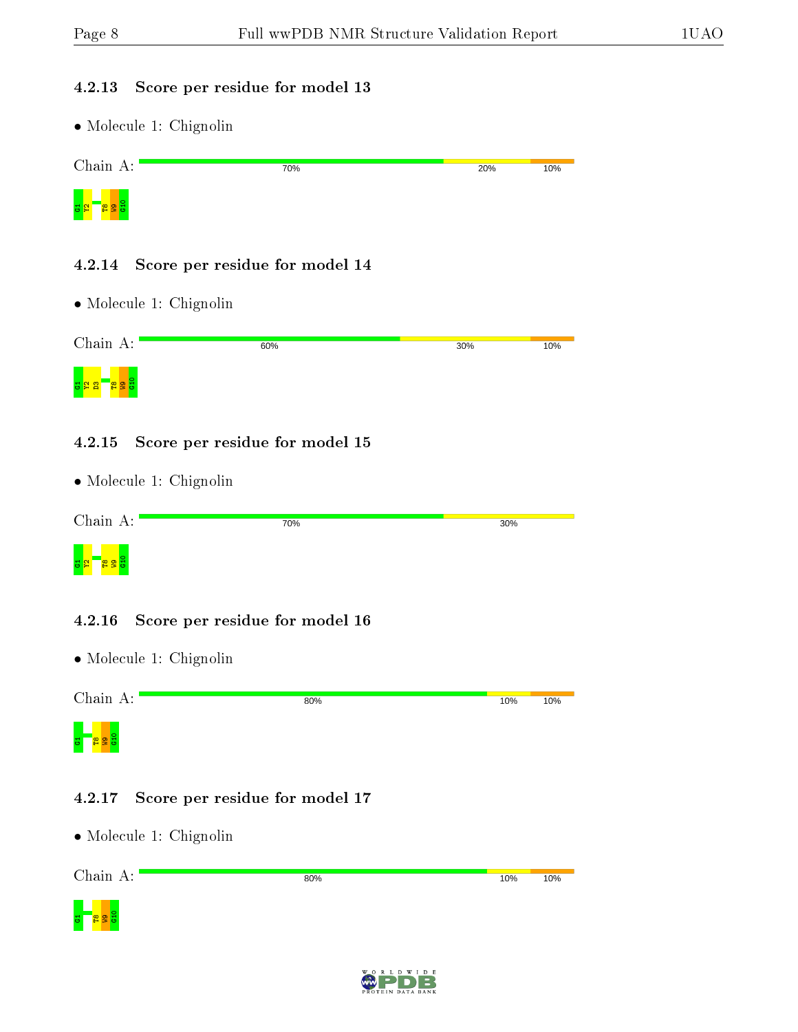#### 4.2.13 Score per residue for model 13

- Molecule 1: Chignolin

Chain A: 70% 20% 10%

G1 Y2 T8 W9 G10

#### 4.2.14 Score per residue for model 14

- Molecule 1: Chignolin

Chain A: 60% 30% 10%

G1 Y2 D3 T8 W9 G10

#### 4.2.15 Score per residue for model 15

- Molecule 1: Chignolin

Chain A: 70% 30%

G1 Y2 T8 W9 G10

#### 4.2.16 Score per residue for model 16

- Molecule 1: Chignolin

Chain A: 80% 10% 10%

G1 T8 W9 G10

#### 4.2.17 Score per residue for model 17

- Molecule 1: Chignolin

Chain A: 80% 10% 10%

G1 T8 W9 G10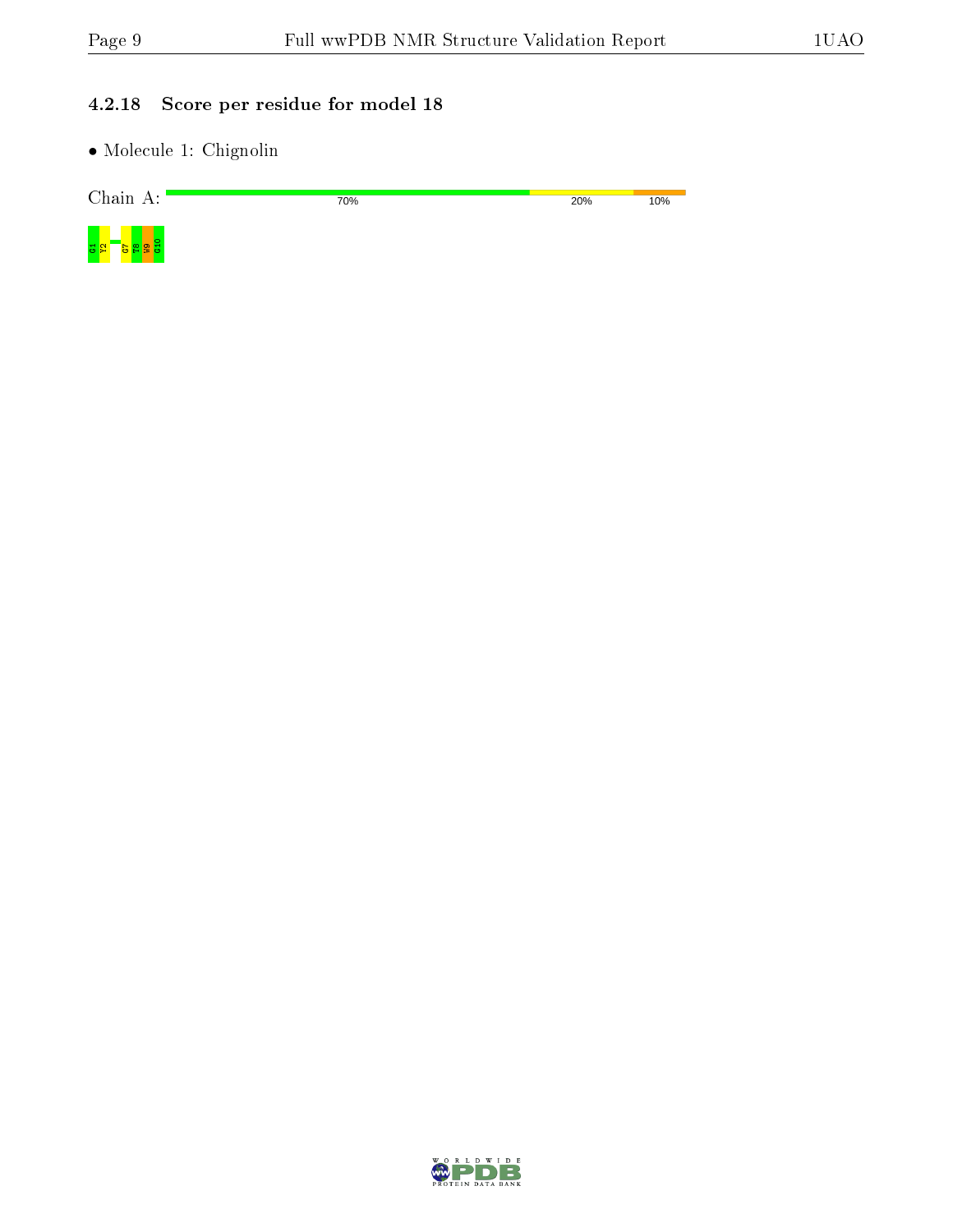### 4.2.18 Score per residue for model 18

- Molecule 1: Chignolin

Chain A: 70% 20% 10%

G1 Y2 G7 T8 W9 G10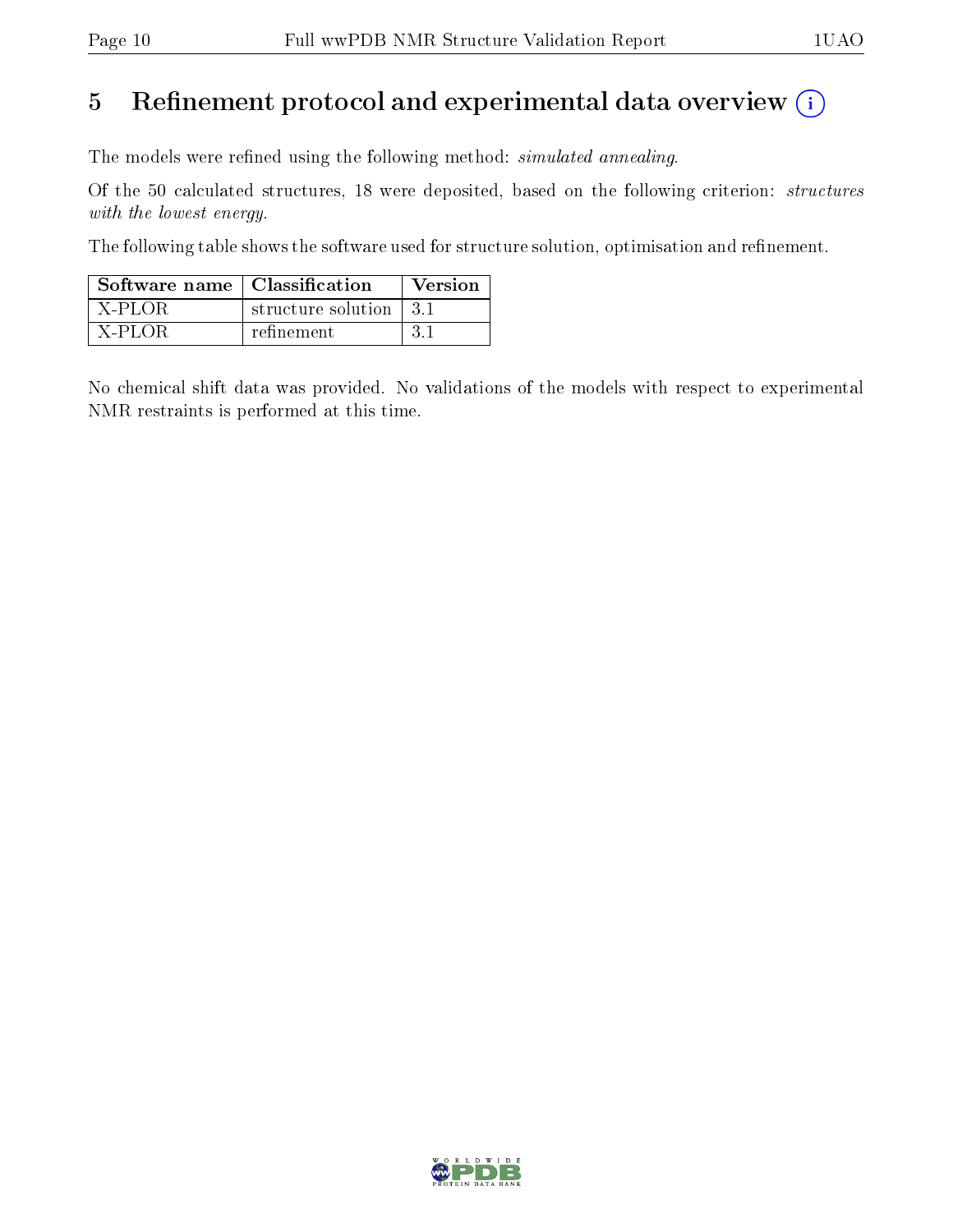# 5 Refinement protocol and experimental data overview

The models were refined using the following method: *simulated annealing*.

Of the 50 calculated structures, 18 were deposited, based on the following criterion: *structures with the lowest energy*.

The following table shows the software used for structure solution, optimisation and refinement.

| Software name | Classification | Version |
|---|---|---|
| X-PLOR | structure solution | 3.1 |
| X-PLOR | refinement | 3.1 |

No chemical shift data was provided. No validations of the models with respect to experimental NMR restraints is performed at this time.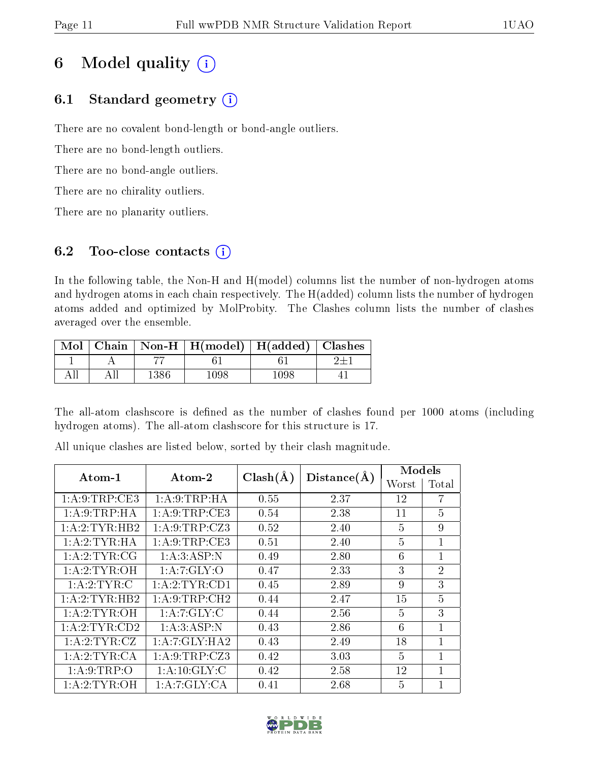# 6 Model quality

## 6.1 Standard geometry

There are no covalent bond-length or bond-angle outliers.

There are no bond-length outliers.

There are no bond-angle outliers.

There are no chirality outliers.

There are no planarity outliers.

## 6.2 Too-close contacts

In the following table, the Non-H and H(model) columns list the number of non-hydrogen atoms and hydrogen atoms in each chain respectively. The H(added) column lists the number of hydrogen atoms added and optimized by MolProbity. The Clashes column lists the number of clashes averaged over the ensemble.

| Mol | Chain | Non-H | H(model) | H(added) | Clashes |
|---|---|---|---|---|---|
| 1 | A | 77 | 61 | 61 | 2±1 |
| All | All | 1386 | 1098 | 1098 | 41 |

The all-atom clashscore is defined as the number of clashes found per 1000 atoms (including hydrogen atoms). The all-atom clashscore for this structure is 17.

All unique clashes are listed below, sorted by their clash magnitude.

| Atom-1 | Atom-2 | Clash(Å) | Distance(Å) | Models | |
|---|---|---|---|---|---|
| | | | | Worst | Total |
| 1:A:9:TRP:CE3 | 1:A:9:TRP:HA | 0.55 | 2.37 | 12 | 7 |
| 1:A:9:TRP:HA | 1:A:9:TRP:CE3 | 0.54 | 2.38 | 11 | 5 |
| 1:A:2:TYR:HB2 | 1:A:9:TRP:CZ3 | 0.52 | 2.40 | 5 | 9 |
| 1:A:2:TYR:HA | 1:A:9:TRP:CE3 | 0.51 | 2.40 | 5 | 1 |
| 1:A:2:TYR:CG | 1:A:3:ASP:N | 0.49 | 2.80 | 6 | 1 |
| 1:A:2:TYR:OH | 1:A:7:GLY:O | 0.47 | 2.33 | 3 | 2 |
| 1:A:2:TYR:C | 1:A:2:TYR:CD1 | 0.45 | 2.89 | 9 | 3 |
| 1:A:2:TYR:HB2 | 1:A:9:TRP:CH2 | 0.44 | 2.47 | 15 | 5 |
| 1:A:2:TYR:OH | 1:A:7:GLY:C | 0.44 | 2.56 | 5 | 3 |
| 1:A:2:TYR:CD2 | 1:A:3:ASP:N | 0.43 | 2.86 | 6 | 1 |
| 1:A:2:TYR:CZ | 1:A:7:GLY:HA2 | 0.43 | 2.49 | 18 | 1 |
| 1:A:2:TYR:CA | 1:A:9:TRP:CZ3 | 0.42 | 3.03 | 5 | 1 |
| 1:A:9:TRP:O | 1:A:10:GLY:C | 0.42 | 2.58 | 12 | 1 |
| 1:A:2:TYR:OH | 1:A:7:GLY:CA | 0.41 | 2.68 | 5 | 1 |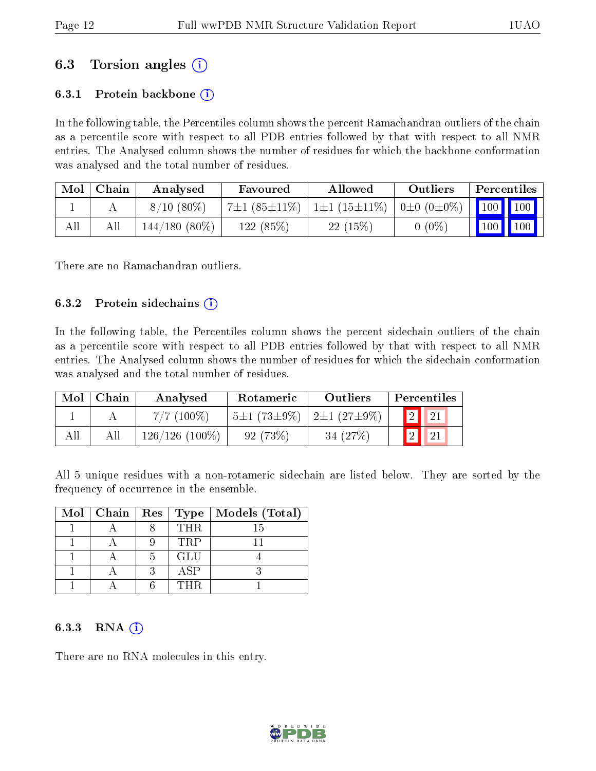## 6.3 Torsion angles (i)

### 6.3.1 Protein backbone (i)

In the following table, the Percentiles column shows the percent Ramachandran outliers of the chain as a percentile score with respect to all PDB entries followed by that with respect to all NMR entries. The Analysed column shows the number of residues for which the backbone conformation was analysed and the total number of residues.

| Mol | Chain | Analysed | Favoured | Allowed | Outliers | Percentiles | |
|---|---|---|---|---|---|---|---|
| 1 | A | 8/10 (80%) | 7±1 (85±11%) | 1±1 (15±11%) | 0±0 (0±0%) | 100 | 100 |
| All | All | 144/180 (80%) | 122 (85%) | 22 (15%) | 0 (0%) | 100 | 100 |

There are no Ramachandran outliers.

### 6.3.2 Protein sidechains (i)

In the following table, the Percentiles column shows the percent sidechain outliers of the chain as a percentile score with respect to all PDB entries followed by that with respect to all NMR entries. The Analysed column shows the number of residues for which the sidechain conformation was analysed and the total number of residues.

| Mol | Chain | Analysed | Rotameric | Outliers | Percentiles | |
|---|---|---|---|---|---|---|
| 1 | A | 7/7 (100%) | 5±1 (73±9%) | 2±1 (27±9%) | 2 | 21 |
| All | All | 126/126 (100%) | 92 (73%) | 34 (27%) | 2 | 21 |

All 5 unique residues with a non-rotameric sidechain are listed below. They are sorted by the frequency of occurrence in the ensemble.

| Mol | Chain | Res | Type | Models (Total) |
|---|---|---|---|---|
| 1 | A | 8 | THR | 15 |
| 1 | A | 9 | TRP | 11 |
| 1 | A | 5 | GLU | 4 |
| 1 | A | 3 | ASP | 3 |
| 1 | A | 6 | THR | 1 |

### 6.3.3 RNA (i)

There are no RNA molecules in this entry.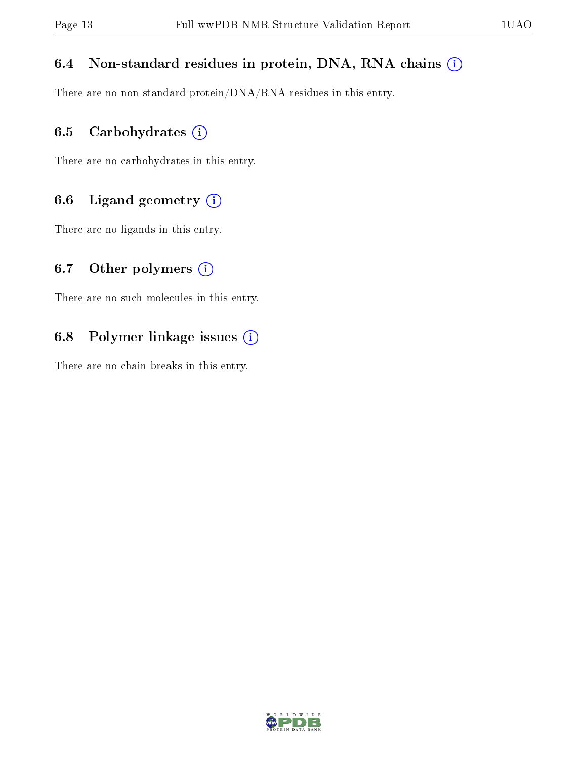### 6.4 Non-standard residues in protein, DNA, RNA chains

There are no non-standard protein/DNA/RNA residues in this entry.

### 6.5 Carbohydrates

There are no carbohydrates in this entry.

### 6.6 Ligand geometry

There are no ligands in this entry.

### 6.7 Other polymers

There are no such molecules in this entry.

### 6.8 Polymer linkage issues

There are no chain breaks in this entry.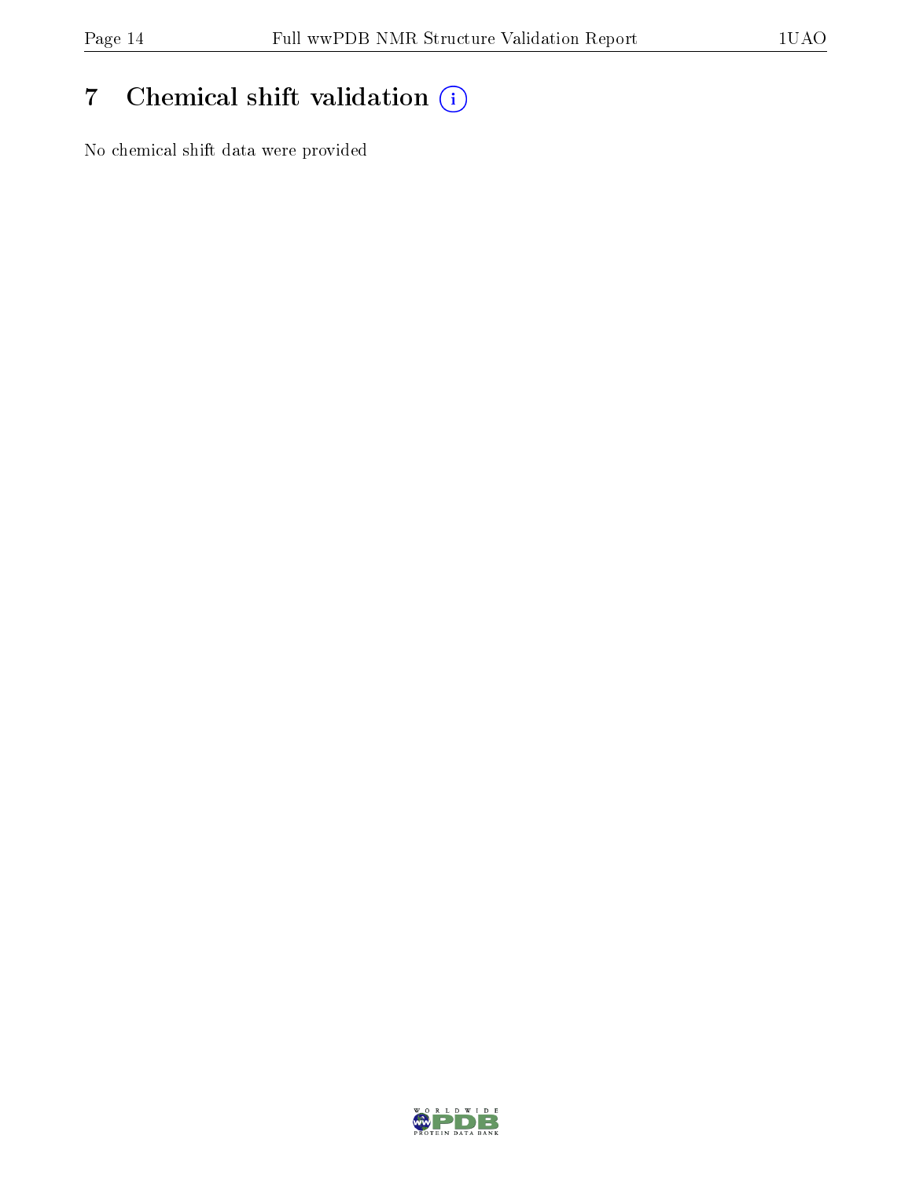# 7 Chemical shift validation

No chemical shift data were provided